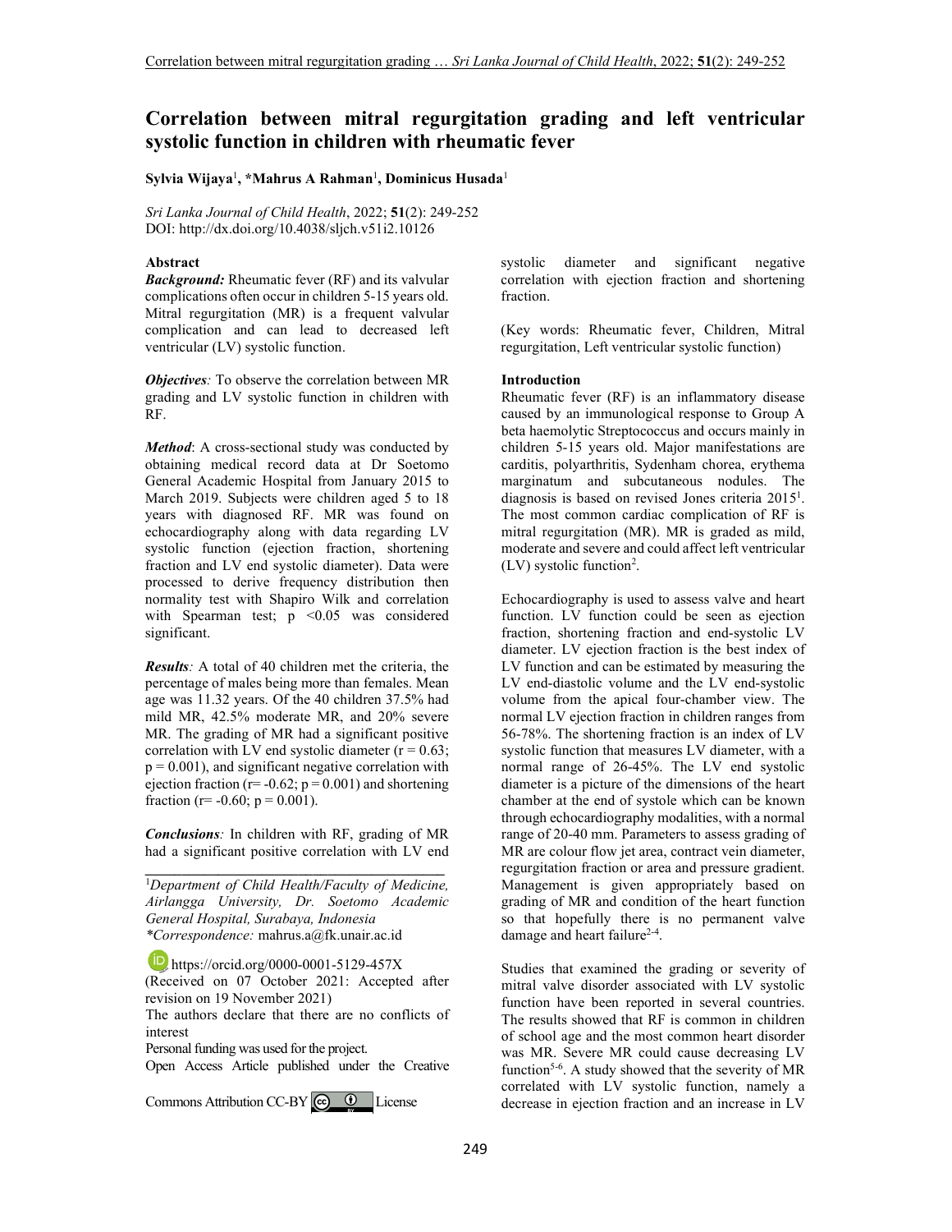# Correlation between mitral regurgitation grading and left ventricular systolic function in children with rheumatic fever

**Sylvia Wijaya**[1], **\*Mahrus A Rahman**[1], **Dominicus Husada**[1]

*Sri Lanka Journal of Child Health*, 2022; **51**(2): 249-252
DOI: http://dx.doi.org/10.4038/sljch.v51i2.10126

### Abstract

***Background:*** Rheumatic fever (RF) and its valvular complications often occur in children 5-15 years old. Mitral regurgitation (MR) is a frequent valvular complication and can lead to decreased left ventricular (LV) systolic function.

***Objectives:*** To observe the correlation between MR grading and LV systolic function in children with RF.

***Method:*** A cross-sectional study was conducted by obtaining medical record data at Dr Soetomo General Academic Hospital from January 2015 to March 2019. Subjects were children aged 5 to 18 years with diagnosed RF. MR was found on echocardiography along with data regarding LV systolic function (ejection fraction, shortening fraction and LV end systolic diameter). Data were processed to derive frequency distribution then normality test with Shapiro Wilk and correlation with Spearman test; $p < 0.05$ was considered significant.

***Results:*** A total of 40 children met the criteria, the percentage of males being more than females. Mean age was 11.32 years. Of the 40 children 37.5% had mild MR, 42.5% moderate MR, and 20% severe MR. The grading of MR had a significant positive correlation with LV end systolic diameter ($r = 0.63$; $p = 0.001$), and significant negative correlation with ejection fraction ($r = -0.62$; $p = 0.001$) and shortening fraction ($r = -0.60$; $p = 0.001$).

***Conclusions:*** In children with RF, grading of MR had a significant positive correlation with LV end systolic diameter and significant negative correlation with ejection fraction and shortening fraction.

(Key words: Rheumatic fever, Children, Mitral regurgitation, Left ventricular systolic function)

---

[1]*Department of Child Health/Faculty of Medicine, Airlangga University, Dr. Soetomo Academic General Hospital, Surabaya, Indonesia*
*\*Correspondence:* mahrus.a@fk.unair.ac.id

https://orcid.org/0000-0001-5129-457X
(Received on 07 October 2021: Accepted after revision on 19 November 2021)
The authors declare that there are no conflicts of interest
Personal funding was used for the project.
Open Access Article published under the Creative Commons Attribution CC-BY License

### Introduction

Rheumatic fever (RF) is an inflammatory disease caused by an immunological response to Group A beta haemolytic Streptococcus and occurs mainly in children 5-15 years old. Major manifestations are carditis, polyarthritis, Sydenham chorea, erythema marginatum and subcutaneous nodules. The diagnosis is based on revised Jones criteria 2015[1]. The most common cardiac complication of RF is mitral regurgitation (MR). MR is graded as mild, moderate and severe and could affect left ventricular (LV) systolic function[2].

Echocardiography is used to assess valve and heart function. LV function could be seen as ejection fraction, shortening fraction and end-systolic LV diameter. LV ejection fraction is the best index of LV function and can be estimated by measuring the LV end-diastolic volume and the LV end-systolic volume from the apical four-chamber view. The normal LV ejection fraction in children ranges from 56-78%. The shortening fraction is an index of LV systolic function that measures LV diameter, with a normal range of 26-45%. The LV end systolic diameter is a picture of the dimensions of the heart chamber at the end of systole which can be known through echocardiography modalities, with a normal range of 20-40 mm. Parameters to assess grading of MR are colour flow jet area, contract vein diameter, regurgitation fraction or area and pressure gradient. Management is given appropriately based on grading of MR and condition of the heart function so that hopefully there is no permanent valve damage and heart failure[2-4].

Studies that examined the grading or severity of mitral valve disorder associated with LV systolic function have been reported in several countries. The results showed that RF is common in children of school age and the most common heart disorder was MR. Severe MR could cause decreasing LV function[5-6]. A study showed that the severity of MR correlated with LV systolic function, namely a decrease in ejection fraction and an increase in LV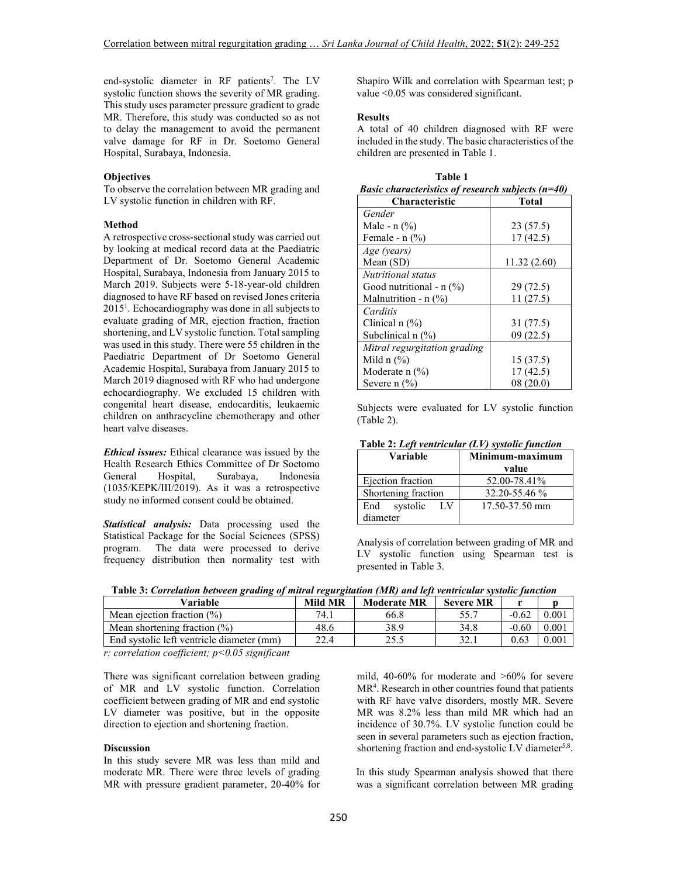end-systolic diameter in RF patients[7]. The LV systolic function shows the severity of MR grading. This study uses parameter pressure gradient to grade MR. Therefore, this study was conducted so as not to delay the management to avoid the permanent valve damage for RF in Dr. Soetomo General Hospital, Surabaya, Indonesia.

## Objectives

To observe the correlation between MR grading and LV systolic function in children with RF.

## Method

A retrospective cross-sectional study was carried out by looking at medical record data at the Paediatric Department of Dr. Soetomo General Academic Hospital, Surabaya, Indonesia from January 2015 to March 2019. Subjects were 5-18-year-old children diagnosed to have RF based on revised Jones criteria 2015[1]. Echocardiography was done in all subjects to evaluate grading of MR, ejection fraction, fraction shortening, and LV systolic function. Total sampling was used in this study. There were 55 children in the Paediatric Department of Dr Soetomo General Academic Hospital, Surabaya from January 2015 to March 2019 diagnosed with RF who had undergone echocardiography. We excluded 15 children with congenital heart disease, endocarditis, leukaemic children on anthracycline chemotherapy and other heart valve diseases.

***Ethical issues:*** Ethical clearance was issued by the Health Research Ethics Committee of Dr Soetomo General Hospital, Surabaya, Indonesia (1035/KEPK/III/2019). As it was a retrospective study no informed consent could be obtained.

***Statistical analysis:*** Data processing used the Statistical Package for the Social Sciences (SPSS) program. The data were processed to derive frequency distribution then normality test with Shapiro Wilk and correlation with Spearman test; p value <0.05 was considered significant.

## Results

A total of 40 children diagnosed with RF were included in the study. The basic characteristics of the children are presented in Table 1.

**Table 1**

***Basic characteristics of research subjects (n=40)***

| Characteristic | Total |
|---|---|
| *Gender* | |
| Male - n (%) | 23 (57.5) |
| Female - n (%) | 17 (42.5) |
| *Age (years)* | |
| Mean (SD) | 11.32 (2.60) |
| *Nutritional status* | |
| Good nutritional - n (%) | 29 (72.5) |
| Malnutrition - n (%) | 11 (27.5) |
| *Carditis* | |
| Clinical n (%) | 31 (77.5) |
| Subclinical n (%) | 09 (22.5) |
| *Mitral regurgitation grading* | |
| Mild n (%) | 15 (37.5) |
| Moderate n (%) | 17 (42.5) |
| Severe n (%) | 08 (20.0) |

Subjects were evaluated for LV systolic function (Table 2).

**Table 2:** ***Left ventricular (LV) systolic function***

| Variable | Minimum-maximum value |
|---|---|
| Ejection fraction | 52.00-78.41% |
| Shortening fraction | 32.20-55.46 % |
| End systolic LV diameter | 17.50-37.50 mm |

Analysis of correlation between grading of MR and LV systolic function using Spearman test is presented in Table 3.

**Table 3:** ***Correlation between grading of mitral regurgitation (MR) and left ventricular systolic function***

| Variable | Mild MR | Moderate MR | Severe MR | r | p |
|---|---|---|---|---|---|
| Mean ejection fraction (%) | 74.1 | 66.8 | 55.7 | -0.62 | 0.001 |
| Mean shortening fraction (%) | 48.6 | 38.9 | 34.8 | -0.60 | 0.001 |
| End systolic left ventricle diameter (mm) | 22.4 | 25.5 | 32.1 | 0.63 | 0.001 |

*r: correlation coefficient; p<0.05 significant*

There was significant correlation between grading of MR and LV systolic function. Correlation coefficient between grading of MR and end systolic LV diameter was positive, but in the opposite direction to ejection and shortening fraction.

## Discussion

In this study severe MR was less than mild and moderate MR. There were three levels of grading MR with pressure gradient parameter, 20-40% for mild, 40-60% for moderate and >60% for severe MR[4]. Research in other countries found that patients with RF have valve disorders, mostly MR. Severe MR was 8.2% less than mild MR which had an incidence of 30.7%. LV systolic function could be seen in several parameters such as ejection fraction, shortening fraction and end-systolic LV diameter[5,8].

In this study Spearman analysis showed that there was a significant correlation between MR grading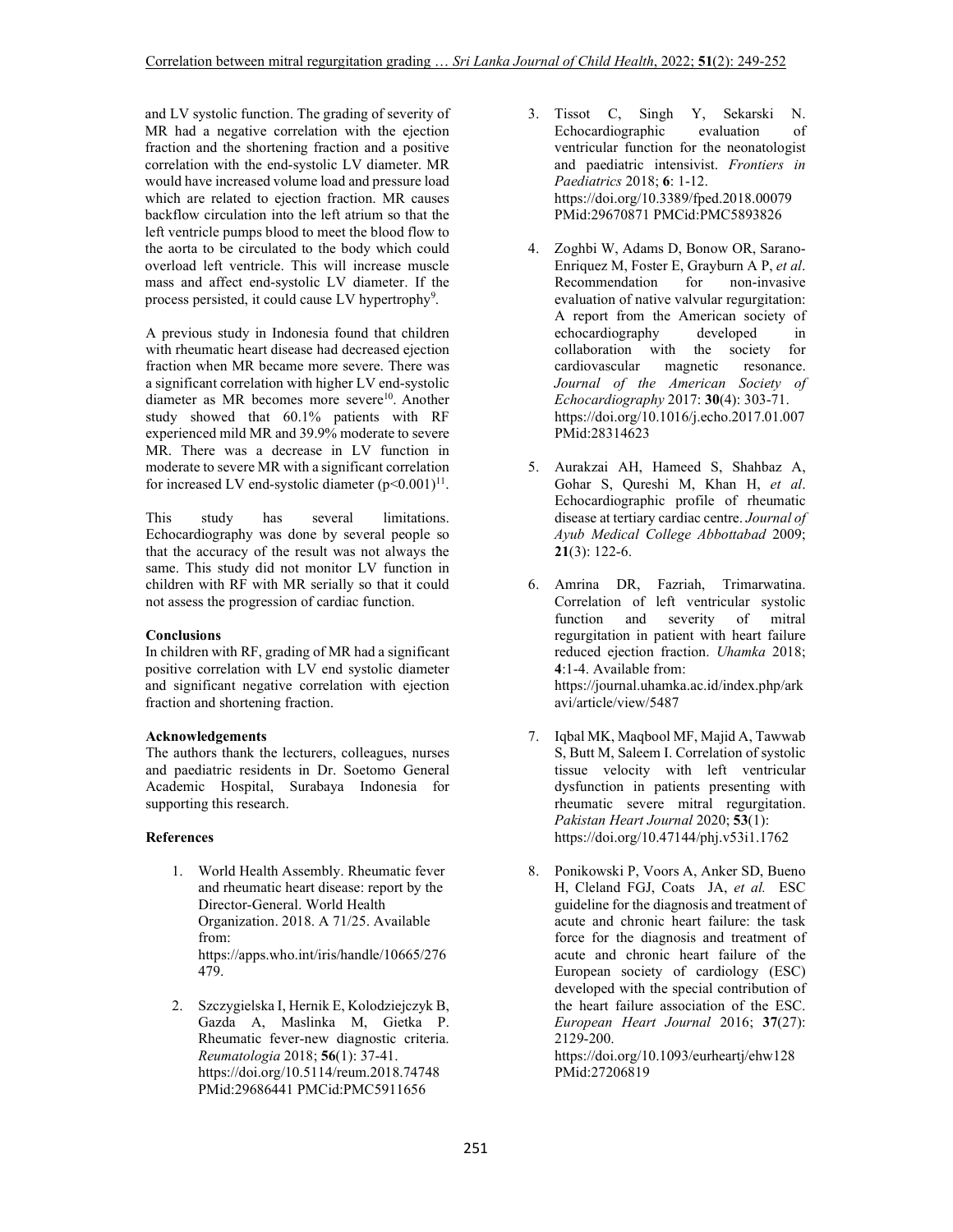and LV systolic function. The grading of severity of MR had a negative correlation with the ejection fraction and the shortening fraction and a positive correlation with the end-systolic LV diameter. MR would have increased volume load and pressure load which are related to ejection fraction. MR causes backflow circulation into the left atrium so that the left ventricle pumps blood to meet the blood flow to the aorta to be circulated to the body which could overload left ventricle. This will increase muscle mass and affect end-systolic LV diameter. If the process persisted, it could cause LV hypertrophy[9].

A previous study in Indonesia found that children with rheumatic heart disease had decreased ejection fraction when MR became more severe. There was a significant correlation with higher LV end-systolic diameter as MR becomes more severe[10]. Another study showed that 60.1% patients with RF experienced mild MR and 39.9% moderate to severe MR. There was a decrease in LV function in moderate to severe MR with a significant correlation for increased LV end-systolic diameter ($p<0.001$)[11].

This study has several limitations. Echocardiography was done by several people so that the accuracy of the result was not always the same. This study did not monitor LV function in children with RF with MR serially so that it could not assess the progression of cardiac function.

### Conclusions

In children with RF, grading of MR had a significant positive correlation with LV end systolic diameter and significant negative correlation with ejection fraction and shortening fraction.

### Acknowledgements

The authors thank the lecturers, colleagues, nurses and paediatric residents in Dr. Soetomo General Academic Hospital, Surabaya Indonesia for supporting this research.

### References

1. World Health Assembly. Rheumatic fever and rheumatic heart disease: report by the Director-General. World Health Organization. 2018. A 71/25. Available from: https://apps.who.int/iris/handle/10665/276479.
2. Szczygielska I, Hernik E, Kolodziejczyk B, Gazda A, Maslinka M, Gietka P. Rheumatic fever-new diagnostic criteria. *Reumatologia* 2018; **56**(1): 37-41. https://doi.org/10.5114/reum.2018.74748 PMid:29686441 PMCid:PMC5911656
3. Tissot C, Singh Y, Sekarski N. Echocardiographic evaluation of ventricular function for the neonatologist and paediatric intensivist. *Frontiers in Paediatrics* 2018; **6**: 1-12. https://doi.org/10.3389/fped.2018.00079 PMid:29670871 PMCid:PMC5893826
4. Zoghbi W, Adams D, Bonow OR, Sarano-Enriquez M, Foster E, Grayburn A P, *et al*. Recommendation for non-invasive evaluation of native valvular regurgitation: A report from the American society of echocardiography developed in collaboration with the society for cardiovascular magnetic resonance. *Journal of the American Society of Echocardiography* 2017: **30**(4): 303-71. https://doi.org/10.1016/j.echo.2017.01.007 PMid:28314623
5. Aurakzai AH, Hameed S, Shahbaz A, Gohar S, Qureshi M, Khan H, *et al*. Echocardiographic profile of rheumatic disease at tertiary cardiac centre. *Journal of Ayub Medical College Abbottabad* 2009; **21**(3): 122-6.
6. Amrina DR, Fazriah, Trimarwatina. Correlation of left ventricular systolic function and severity of mitral regurgitation in patient with heart failure reduced ejection fraction. *Uhamka* 2018; **4**:1-4. Available from: https://journal.uhamka.ac.id/index.php/arkavi/article/view/5487
7. Iqbal MK, Maqbool MF, Majid A, Tawwab S, Butt M, Saleem I. Correlation of systolic tissue velocity with left ventricular dysfunction in patients presenting with rheumatic severe mitral regurgitation. *Pakistan Heart Journal* 2020; **53**(1): https://doi.org/10.47144/phj.v53i1.1762
8. Ponikowski P, Voors A, Anker SD, Bueno H, Cleland FGJ, Coats JA, *et al.* ESC guideline for the diagnosis and treatment of acute and chronic heart failure: the task force for the diagnosis and treatment of acute and chronic heart failure of the European society of cardiology (ESC) developed with the special contribution of the heart failure association of the ESC. *European Heart Journal* 2016; **37**(27): 2129-200. https://doi.org/10.1093/eurheartj/ehw128 PMid:27206819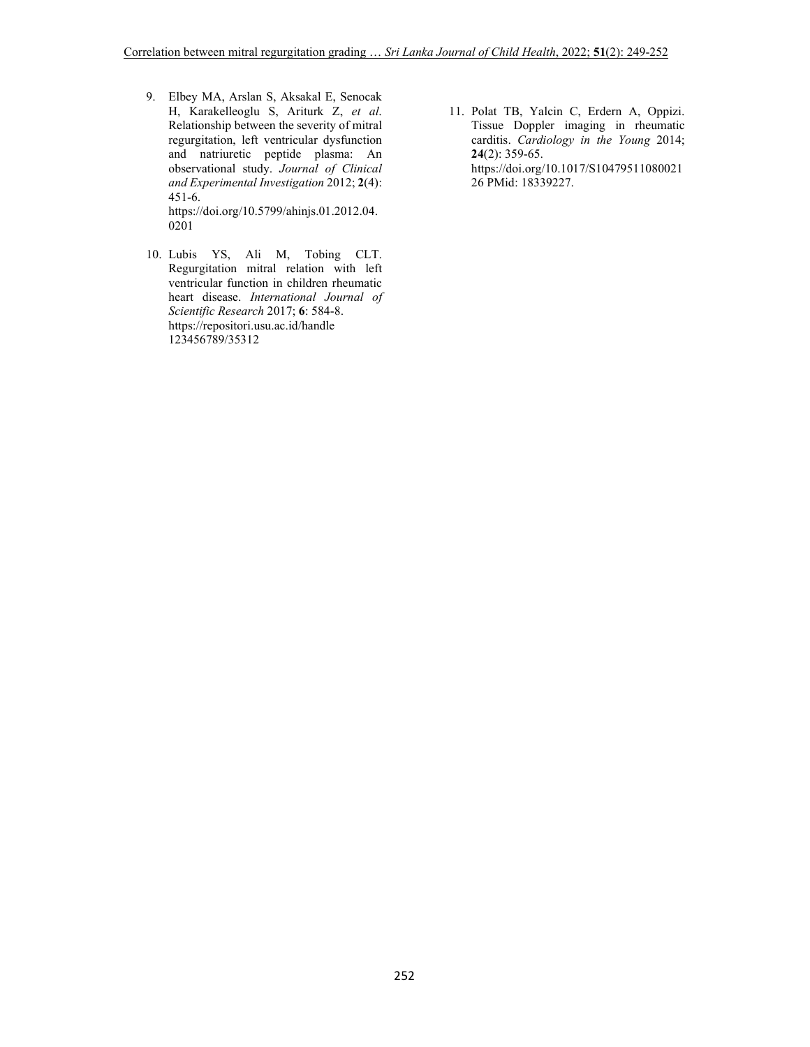9. Elbey MA, Arslan S, Aksakal E, Senocak H, Karakelleoglu S, Ariturk Z, *et al.* Relationship between the severity of mitral regurgitation, left ventricular dysfunction and natriuretic peptide plasma: An observational study. *Journal of Clinical and Experimental Investigation* 2012; **2**(4): 451-6. https://doi.org/10.5799/ahinjs.01.2012.04.0201

10. Lubis YS, Ali M, Tobing CLT. Regurgitation mitral relation with left ventricular function in children rheumatic heart disease. *International Journal of Scientific Research* 2017; **6**: 584-8. https://repositori.usu.ac.id/handle 123456789/35312

11. Polat TB, Yalcin C, Erdern A, Oppizi. Tissue Doppler imaging in rheumatic carditis. *Cardiology in the Young* 2014; **24**(2): 359-65. https://doi.org/10.1017/S1047951108002126 PMid: 18339227.